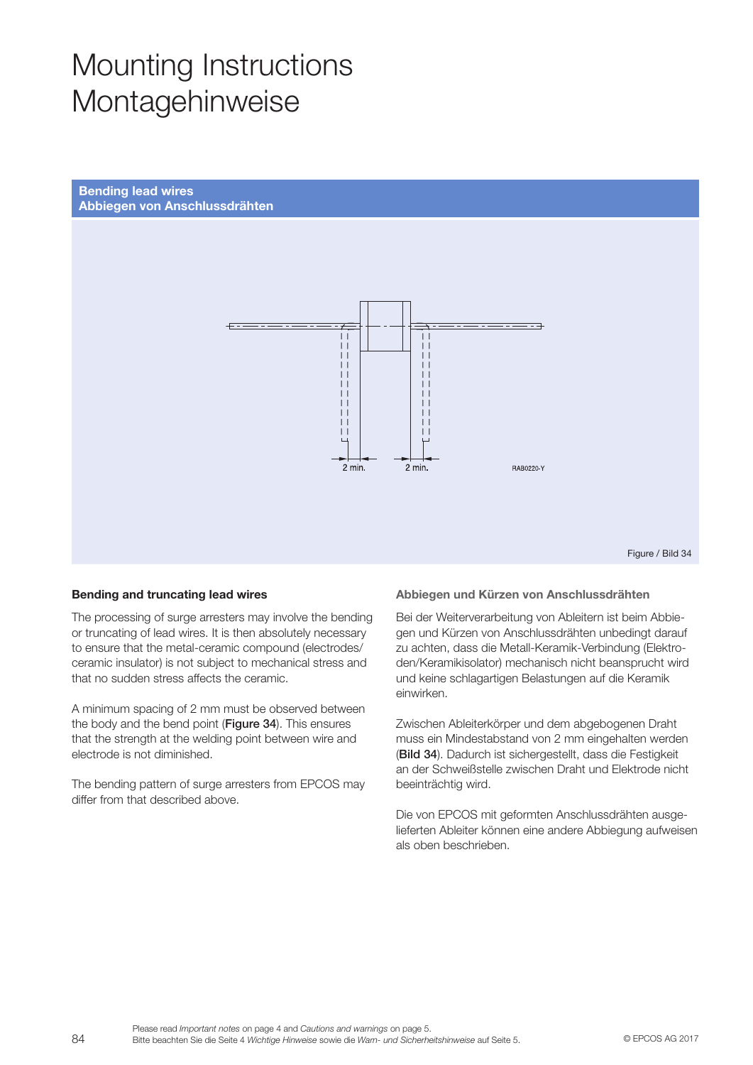# Mounting Instructions
# Montagehinweise

## Bending lead wires
## Abbiegen von Anschlussdrähten

2 min. 2 min. RAB0220-Y

Figure / Bild 34

### Bending and truncating lead wires

The processing of surge arresters may involve the bending or truncating of lead wires. It is then absolutely necessary to ensure that the metal-ceramic compound (electrodes/ ceramic insulator) is not subject to mechanical stress and that no sudden stress affects the ceramic.

A minimum spacing of 2 mm must be observed between the body and the bend point (**Figure 34**). This ensures that the strength at the welding point between wire and electrode is not diminished.

The bending pattern of surge arresters from EPCOS may differ from that described above.

### Abbiegen und Kürzen von Anschlussdrähten

Bei der Weiterverarbeitung von Ableitern ist beim Abbiegen und Kürzen von Anschlussdrähten unbedingt darauf zu achten, dass die Metall-Keramik-Verbindung (Elektroden/Keramikisolator) mechanisch nicht beansprucht wird und keine schlagartigen Belastungen auf die Keramik einwirken.

Zwischen Ableiterkörper und dem abgebogenen Draht muss ein Mindestabstand von 2 mm eingehalten werden (**Bild 34**). Dadurch ist sichergestellt, dass die Festigkeit an der Schweißstelle zwischen Draht und Elektrode nicht beeinträchtig wird.

Die von EPCOS mit geformten Anschlussdrähten ausgelieferten Ableiter können eine andere Abbiegung aufweisen als oben beschrieben.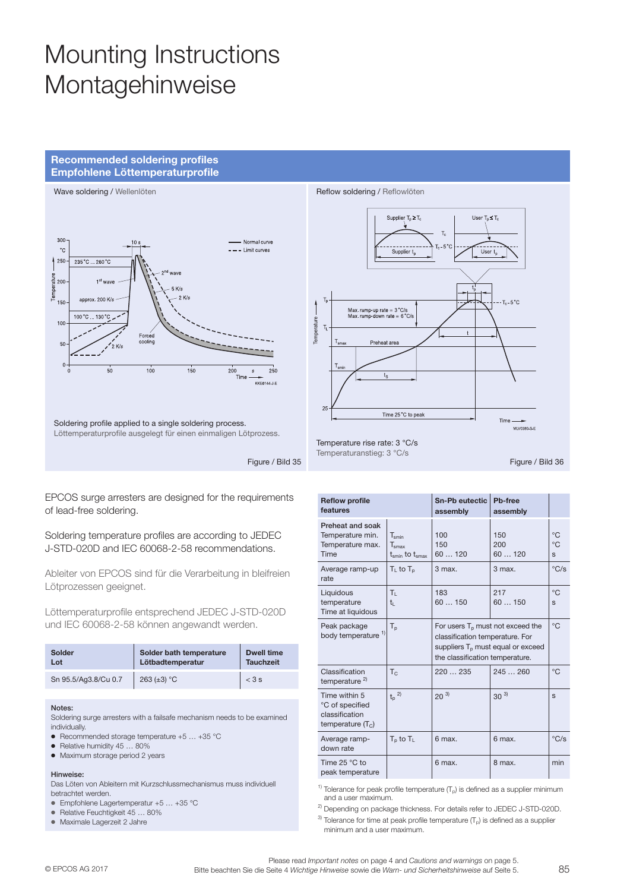# Mounting Instructions
# Montagehinweise

## Recommended soldering profiles
## Empfohlene Löttemperaturprofile

Wave soldering / Wellenlöten

300
°C
250
235 °C ... 260 °C
10 s
Normal curve
Limit curves
200
1st wave
2nd wave
5 K/s
2 K/s
approx. 200 K/s
150
100 °C ... 130 °C
100
Forced cooling
50
2 K/s
0
0 50 100 150 200 s 250
Temperature
Time
KKE0144-J-E

Soldering profile applied to a single soldering process.
Löttemperaturprofile ausgelegt für einen einmaligen Lötprozess.

Figure / Bild 35

Reflow soldering / Reflowlöten

Supplier $T_p \geq T_c$
User $T_p \leq T_c$
$T_c$
$T_c$ - 5 °C
Supplier $t_p$
User $t_p$
$t_p$
$T_p$
$T_c$ - 5 °C
Max. ramp-up rate = 3 °C/s
Max. ramp-down rate = 6 °C/s
$T_L$
t
$T_{smax}$
Preheat area
$T_{smin}$
$t_S$
25
Time 25 °C to peak
Temperature
Time
MLV0380-S-E

Temperature rise rate: 3 °C/s
Temperaturanstieg: 3 °C/s

Figure / Bild 36

EPCOS surge arresters are designed for the requirements of lead-free soldering.

Soldering temperature profiles are according to JEDEC J-STD-020D and IEC 60068-2-58 recommendations.

Ableiter von EPCOS sind für die Verarbeitung in bleifreien Lötprozessen geeignet.

Löttemperaturprofile entsprechend JEDEC J-STD-020D und IEC 60068-2-58 können angewandt werden.

| Solder Lot | Solder bath temperature Lötbadtemperatur | Dwell time Tauchzeit |
|---|---|---|
| Sn 95.5/Ag3.8/Cu 0.7 | 263 (±3) °C | < 3 s |

**Notes:**
Soldering surge arresters with a failsafe mechanism needs to be examined individually.
- Recommended storage temperature +5 … +35 °C
- Relative humidity 45 … 80%
- Maximum storage period 2 years

**Hinweise:**
Das Löten von Ableitern mit Kurzschlussmechanismus muss individuell betrachtet werden.
- Empfohlene Lagertemperatur +5 … +35 °C
- Relative Feuchtigkeit 45 … 80%
- Maximale Lagerzeit 2 Jahre

| Reflow profile features | | Sn-Pb eutectic assembly | Pb-free assembly | |
|---|---|---|---|---|
| Preheat and soak<br>Temperature min.<br>Temperature max.<br>Time | $T_{smin}$<br>$T_{smax}$<br>$t_{smin}$ to $t_{smax}$ | 100<br>150<br>60 … 120 | 150<br>200<br>60 … 120 | °C<br>°C<br>s |
| Average ramp-up rate | $T_L$ to $T_p$ | 3 max. | 3 max. | °C/s |
| Liquidous temperature<br>Time at liquidous | $T_L$<br>$t_L$ | 183<br>60 … 150 | 217<br>60 … 150 | °C<br>s |
| Peak package body temperature [1] | $T_p$ | For users $T_p$ must not exceed the classification temperature. For suppliers $T_p$ must equal or exceed the classification temperature. | | °C |
| Classification temperature [2] | $T_C$ | 220 … 235 | 245 … 260 | °C |
| Time within 5 °C of specified classification temperature ($T_C$) | $t_p$ [2] | 20 [3] | 30 [3] | s |
| Average ramp-down rate | $T_p$ to $T_L$ | 6 max. | 6 max. | °C/s |
| Time 25 °C to peak temperature | | 6 max. | 8 max. | min |

[1] Tolerance for peak profile temperature ($T_p$) is defined as a supplier minimum and a user maximum.

[2] Depending on package thickness. For details refer to JEDEC J-STD-020D.

[3] Tolerance for time at peak profile temperature ($T_p$) is defined as a supplier minimum and a user maximum.

Please read *Important notes* on page 4 and *Cautions and warnings* on page 5.
Bitte beachten Sie die Seite 4 *Wichtige Hinweise* sowie die *Warn- und Sicherheitshinweise* auf Seite 5.

© EPCOS AG 2017